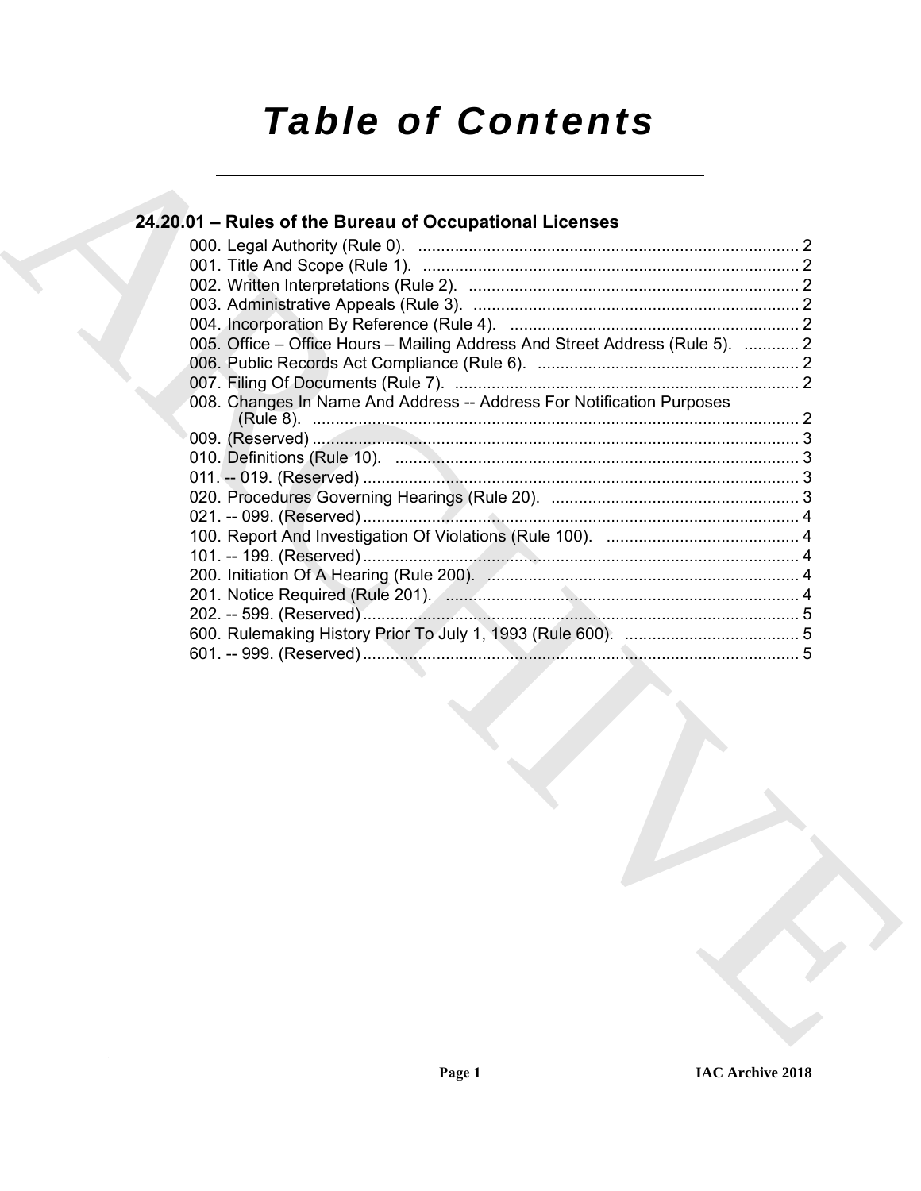# Table of Contents

## 24.20.01 – Rules of the Bureau of Occupational Licenses

000. Legal Authority (Rule 0). .................................................................................... 2
001. Title And Scope (Rule 1). .................................................................................... 2
002. Written Interpretations (Rule 2). .......................................................................... 2
003. Administrative Appeals (Rule 3). ......................................................................... 2
004. Incorporation By Reference (Rule 4). ................................................................. 2
005. Office – Office Hours – Mailing Address And Street Address (Rule 5). ............ 2
006. Public Records Act Compliance (Rule 6). ........................................................... 2
007. Filing Of Documents (Rule 7). ............................................................................. 2
008. Changes In Name And Address -- Address For Notification Purposes (Rule 8). ........................................................................................................... 2
009. (Reserved) ........................................................................................................... 3
010. Definitions (Rule 10). .......................................................................................... 3
011. -- 019. (Reserved) ................................................................................................ 3
020. Procedures Governing Hearings (Rule 20). ........................................................ 3
021. -- 099. (Reserved) ................................................................................................ 4
100. Report And Investigation Of Violations (Rule 100). ........................................... 4
101. -- 199. (Reserved) ................................................................................................ 4
200. Initiation Of A Hearing (Rule 200). ..................................................................... 4
201. Notice Required (Rule 201). ............................................................................... 4
202. -- 599. (Reserved) ................................................................................................ 5
600. Rulemaking History Prior To July 1, 1993 (Rule 600). ....................................... 5
601. -- 999. (Reserved) ................................................................................................ 5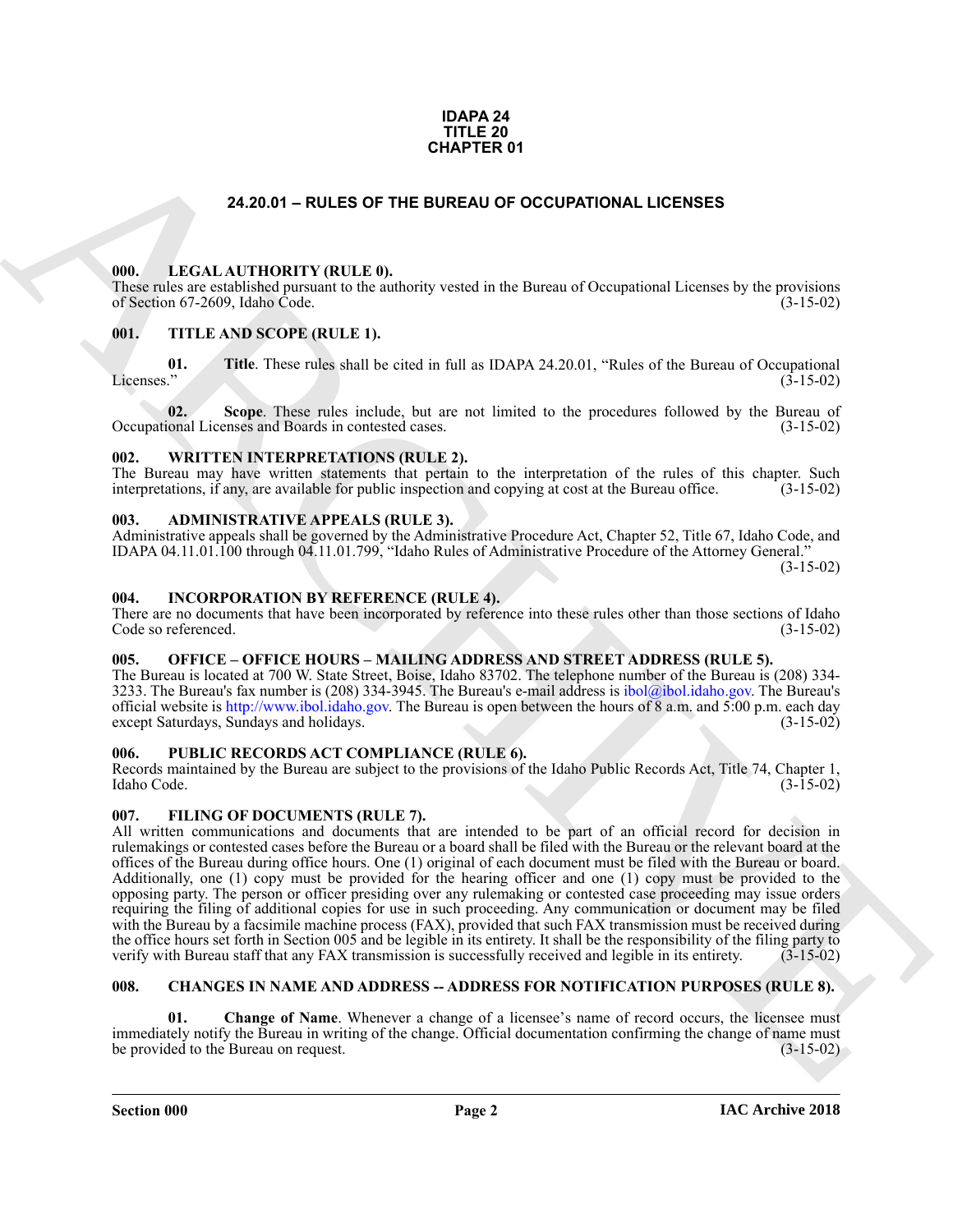**IDAPA 24**
**TITLE 20**
**CHAPTER 01**

# 24.20.01 – RULES OF THE BUREAU OF OCCUPATIONAL LICENSES

## 000. LEGAL AUTHORITY (RULE 0).

These rules are established pursuant to the authority vested in the Bureau of Occupational Licenses by the provisions of Section 67-2609, Idaho Code. (3-15-02)

## 001. TITLE AND SCOPE (RULE 1).

**01. Title**. These rules shall be cited in full as IDAPA 24.20.01, "Rules of the Bureau of Occupational Licenses." (3-15-02)

**02. Scope**. These rules include, but are not limited to the procedures followed by the Bureau of Occupational Licenses and Boards in contested cases. (3-15-02)

## 002. WRITTEN INTERPRETATIONS (RULE 2).

The Bureau may have written statements that pertain to the interpretation of the rules of this chapter. Such interpretations, if any, are available for public inspection and copying at cost at the Bureau office. (3-15-02)

## 003. ADMINISTRATIVE APPEALS (RULE 3).

Administrative appeals shall be governed by the Administrative Procedure Act, Chapter 52, Title 67, Idaho Code, and IDAPA 04.11.01.100 through 04.11.01.799, "Idaho Rules of Administrative Procedure of the Attorney General." (3-15-02)

## 004. INCORPORATION BY REFERENCE (RULE 4).

There are no documents that have been incorporated by reference into these rules other than those sections of Idaho Code so referenced. (3-15-02)

## 005. OFFICE – OFFICE HOURS – MAILING ADDRESS AND STREET ADDRESS (RULE 5).

The Bureau is located at 700 W. State Street, Boise, Idaho 83702. The telephone number of the Bureau is (208) 334-3233. The Bureau's fax number is (208) 334-3945. The Bureau's e-mail address is ibol@ibol.idaho.gov. The Bureau's official website is http://www.ibol.idaho.gov. The Bureau is open between the hours of 8 a.m. and 5:00 p.m. each day except Saturdays, Sundays and holidays. (3-15-02)

## 006. PUBLIC RECORDS ACT COMPLIANCE (RULE 6).

Records maintained by the Bureau are subject to the provisions of the Idaho Public Records Act, Title 74, Chapter 1, Idaho Code. (3-15-02)

## 007. FILING OF DOCUMENTS (RULE 7).

All written communications and documents that are intended to be part of an official record for decision in rulemakings or contested cases before the Bureau or a board shall be filed with the Bureau or the relevant board at the offices of the Bureau during office hours. One (1) original of each document must be filed with the Bureau or board. Additionally, one (1) copy must be provided for the hearing officer and one (1) copy must be provided to the opposing party. The person or officer presiding over any rulemaking or contested case proceeding may issue orders requiring the filing of additional copies for use in such proceeding. Any communication or document may be filed with the Bureau by a facsimile machine process (FAX), provided that such FAX transmission must be received during the office hours set forth in Section 005 and be legible in its entirety. It shall be the responsibility of the filing party to verify with Bureau staff that any FAX transmission is successfully received and legible in its entirety. (3-15-02)

## 008. CHANGES IN NAME AND ADDRESS -- ADDRESS FOR NOTIFICATION PURPOSES (RULE 8).

**01. Change of Name**. Whenever a change of a licensee's name of record occurs, the licensee must immediately notify the Bureau in writing of the change. Official documentation confirming the change of name must be provided to the Bureau on request. (3-15-02)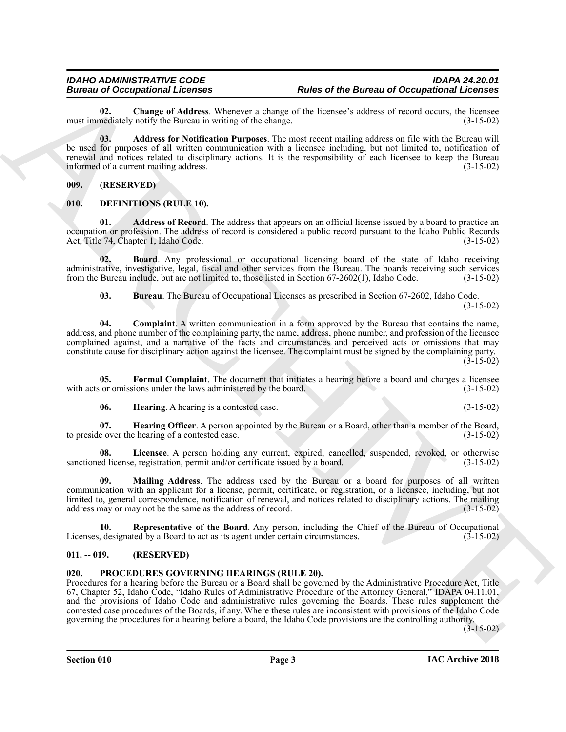**02. Change of Address**. Whenever a change of the licensee's address of record occurs, the licensee must immediately notify the Bureau in writing of the change. (3-15-02)

**03. Address for Notification Purposes**. The most recent mailing address on file with the Bureau will be used for purposes of all written communication with a licensee including, but not limited to, notification of renewal and notices related to disciplinary actions. It is the responsibility of each licensee to keep the Bureau informed of a current mailing address. (3-15-02)

## 009. (RESERVED)

## 010. DEFINITIONS (RULE 10).

**01. Address of Record**. The address that appears on an official license issued by a board to practice an occupation or profession. The address of record is considered a public record pursuant to the Idaho Public Records Act, Title 74, Chapter 1, Idaho Code. (3-15-02)

**02. Board**. Any professional or occupational licensing board of the state of Idaho receiving administrative, investigative, legal, fiscal and other services from the Bureau. The boards receiving such services from the Bureau include, but are not limited to, those listed in Section 67-2602(1), Idaho Code. (3-15-02)

**03. Bureau**. The Bureau of Occupational Licenses as prescribed in Section 67-2602, Idaho Code. (3-15-02)

**04. Complaint**. A written communication in a form approved by the Bureau that contains the name, address, and phone number of the complaining party, the name, address, phone number, and profession of the licensee complained against, and a narrative of the facts and circumstances and perceived acts or omissions that may constitute cause for disciplinary action against the licensee. The complaint must be signed by the complaining party. (3-15-02)

**05. Formal Complaint**. The document that initiates a hearing before a board and charges a licensee with acts or omissions under the laws administered by the board. (3-15-02)

**06. Hearing**. A hearing is a contested case. (3-15-02)

**07. Hearing Officer**. A person appointed by the Bureau or a Board, other than a member of the Board, to preside over the hearing of a contested case. (3-15-02)

**08. Licensee**. A person holding any current, expired, cancelled, suspended, revoked, or otherwise sanctioned license, registration, permit and/or certificate issued by a board. (3-15-02)

**09. Mailing Address**. The address used by the Bureau or a board for purposes of all written communication with an applicant for a license, permit, certificate, or registration, or a licensee, including, but not limited to, general correspondence, notification of renewal, and notices related to disciplinary actions. The mailing address may or may not be the same as the address of record. (3-15-02)

**10. Representative of the Board**. Any person, including the Chief of the Bureau of Occupational Licenses, designated by a Board to act as its agent under certain circumstances. (3-15-02)

## 011. -- 019. (RESERVED)

## 020. PROCEDURES GOVERNING HEARINGS (RULE 20).

Procedures for a hearing before the Bureau or a Board shall be governed by the Administrative Procedure Act, Title 67, Chapter 52, Idaho Code, "Idaho Rules of Administrative Procedure of the Attorney General," IDAPA 04.11.01, and the provisions of Idaho Code and administrative rules governing the Boards. These rules supplement the contested case procedures of the Boards, if any. Where these rules are inconsistent with provisions of the Idaho Code governing the procedures for a hearing before a board, the Idaho Code provisions are the controlling authority. (3-15-02)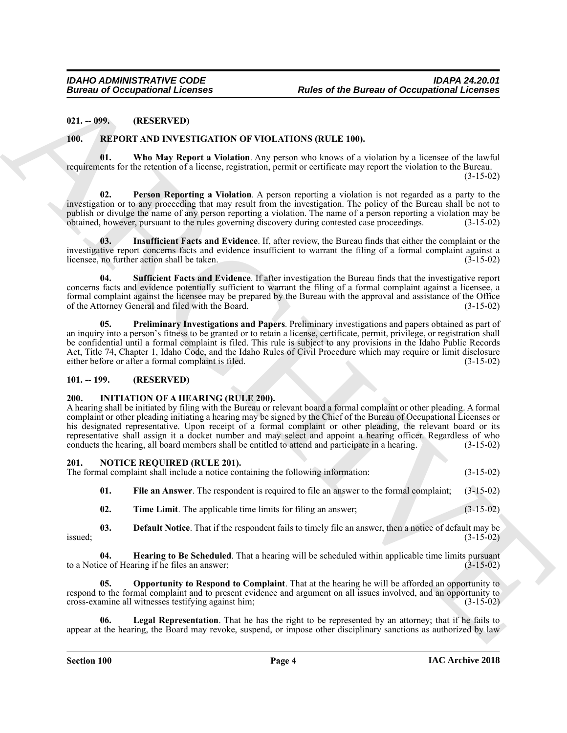**021. -- 099. (RESERVED)**

**100. REPORT AND INVESTIGATION OF VIOLATIONS (RULE 100).**

**01. Who May Report a Violation**. Any person who knows of a violation by a licensee of the lawful requirements for the retention of a license, registration, permit or certificate may report the violation to the Bureau. (3-15-02)

**02. Person Reporting a Violation**. A person reporting a violation is not regarded as a party to the investigation or to any proceeding that may result from the investigation. The policy of the Bureau shall be not to publish or divulge the name of any person reporting a violation. The name of a person reporting a violation may be obtained, however, pursuant to the rules governing discovery during contested case proceedings. (3-15-02)

**03. Insufficient Facts and Evidence**. If, after review, the Bureau finds that either the complaint or the investigative report concerns facts and evidence insufficient to warrant the filing of a formal complaint against a licensee, no further action shall be taken. (3-15-02)

**04. Sufficient Facts and Evidence**. If after investigation the Bureau finds that the investigative report concerns facts and evidence potentially sufficient to warrant the filing of a formal complaint against a licensee, a formal complaint against the licensee may be prepared by the Bureau with the approval and assistance of the Office of the Attorney General and filed with the Board. (3-15-02)

**05. Preliminary Investigations and Papers**. Preliminary investigations and papers obtained as part of an inquiry into a person's fitness to be granted or to retain a license, certificate, permit, privilege, or registration shall be confidential until a formal complaint is filed. This rule is subject to any provisions in the Idaho Public Records Act, Title 74, Chapter 1, Idaho Code, and the Idaho Rules of Civil Procedure which may require or limit disclosure either before or after a formal complaint is filed. (3-15-02)

**101. -- 199. (RESERVED)**

**200. INITIATION OF A HEARING (RULE 200).**

A hearing shall be initiated by filing with the Bureau or relevant board a formal complaint or other pleading. A formal complaint or other pleading initiating a hearing may be signed by the Chief of the Bureau of Occupational Licenses or his designated representative. Upon receipt of a formal complaint or other pleading, the relevant board or its representative shall assign it a docket number and may select and appoint a hearing officer. Regardless of who conducts the hearing, all board members shall be entitled to attend and participate in a hearing. (3-15-02)

**201. NOTICE REQUIRED (RULE 201).**

The formal complaint shall include a notice containing the following information: (3-15-02)

**01. File an Answer**. The respondent is required to file an answer to the formal complaint; (3-15-02)

**02. Time Limit**. The applicable time limits for filing an answer; (3-15-02)

**03. Default Notice**. That if the respondent fails to timely file an answer, then a notice of default may be issued; (3-15-02)

**04. Hearing to Be Scheduled**. That a hearing will be scheduled within applicable time limits pursuant to a Notice of Hearing if he files an answer; (3-15-02)

**05. Opportunity to Respond to Complaint**. That at the hearing he will be afforded an opportunity to respond to the formal complaint and to present evidence and argument on all issues involved, and an opportunity to cross-examine all witnesses testifying against him; (3-15-02)

**06. Legal Representation**. That he has the right to be represented by an attorney; that if he fails to appear at the hearing, the Board may revoke, suspend, or impose other disciplinary sanctions as authorized by law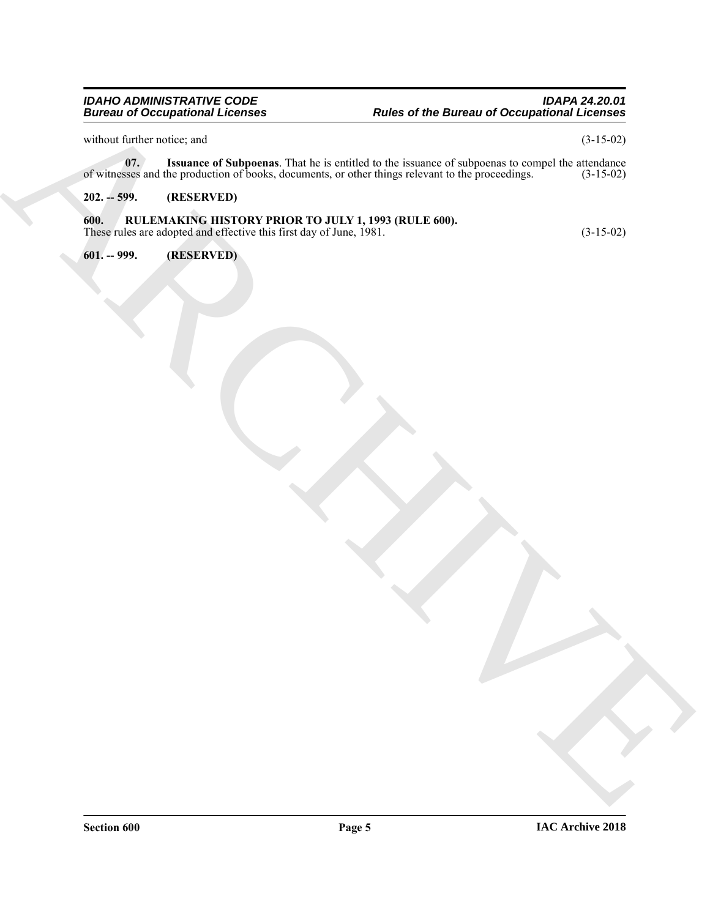without further notice; and (3-15-02)

**07. Issuance of Subpoenas**. That he is entitled to the issuance of subpoenas to compel the attendance of witnesses and the production of books, documents, or other things relevant to the proceedings. (3-15-02)

**202. -- 599. (RESERVED)**

**600. RULEMAKING HISTORY PRIOR TO JULY 1, 1993 (RULE 600).**

These rules are adopted and effective this first day of June, 1981. (3-15-02)

**601. -- 999. (RESERVED)**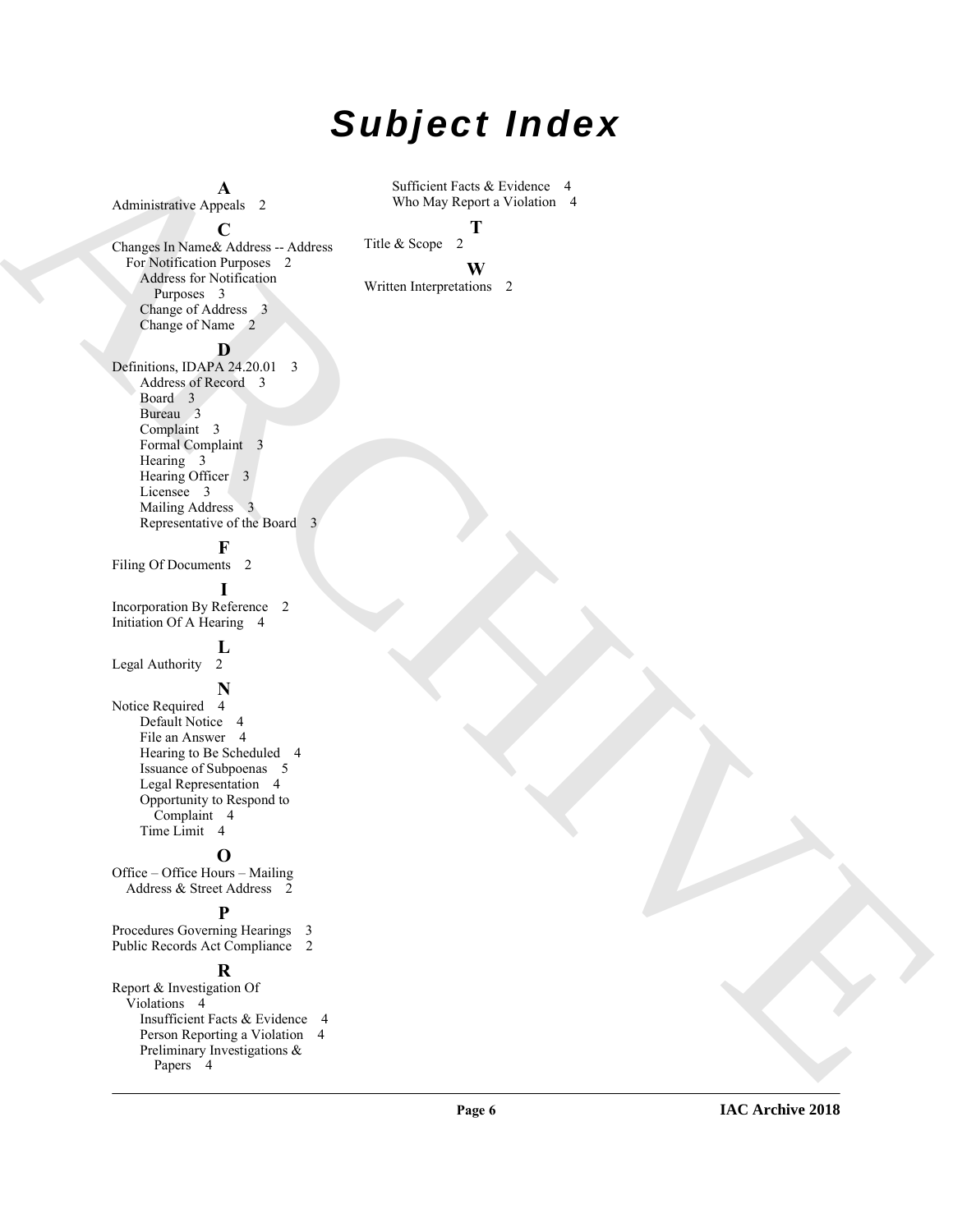# *Subject Index*

**A**

Administrative Appeals 2

**C**

Changes In Name& Address -- Address For Notification Purposes 2
- Address for Notification Purposes 3
- Change of Address 3
- Change of Name 2

**D**

Definitions, IDAPA 24.20.01 3
- Address of Record 3
- Board 3
- Bureau 3
- Complaint 3
- Formal Complaint 3
- Hearing 3
- Hearing Officer 3
- Licensee 3
- Mailing Address 3
- Representative of the Board 3

**F**

Filing Of Documents 2

**I**

Incorporation By Reference 2
Initiation Of A Hearing 4

**L**

Legal Authority 2

**N**

Notice Required 4
- Default Notice 4
- File an Answer 4
- Hearing to Be Scheduled 4
- Issuance of Subpoenas 5
- Legal Representation 4
- Opportunity to Respond to Complaint 4
- Time Limit 4

**O**

Office – Office Hours – Mailing Address & Street Address 2

**P**

Procedures Governing Hearings 3
Public Records Act Compliance 2

**R**

Report & Investigation Of Violations 4
- Insufficient Facts & Evidence 4
- Person Reporting a Violation 4
- Preliminary Investigations & Papers 4
- Sufficient Facts & Evidence 4
- Who May Report a Violation 4

**T**

Title & Scope 2

**W**

Written Interpretations 2